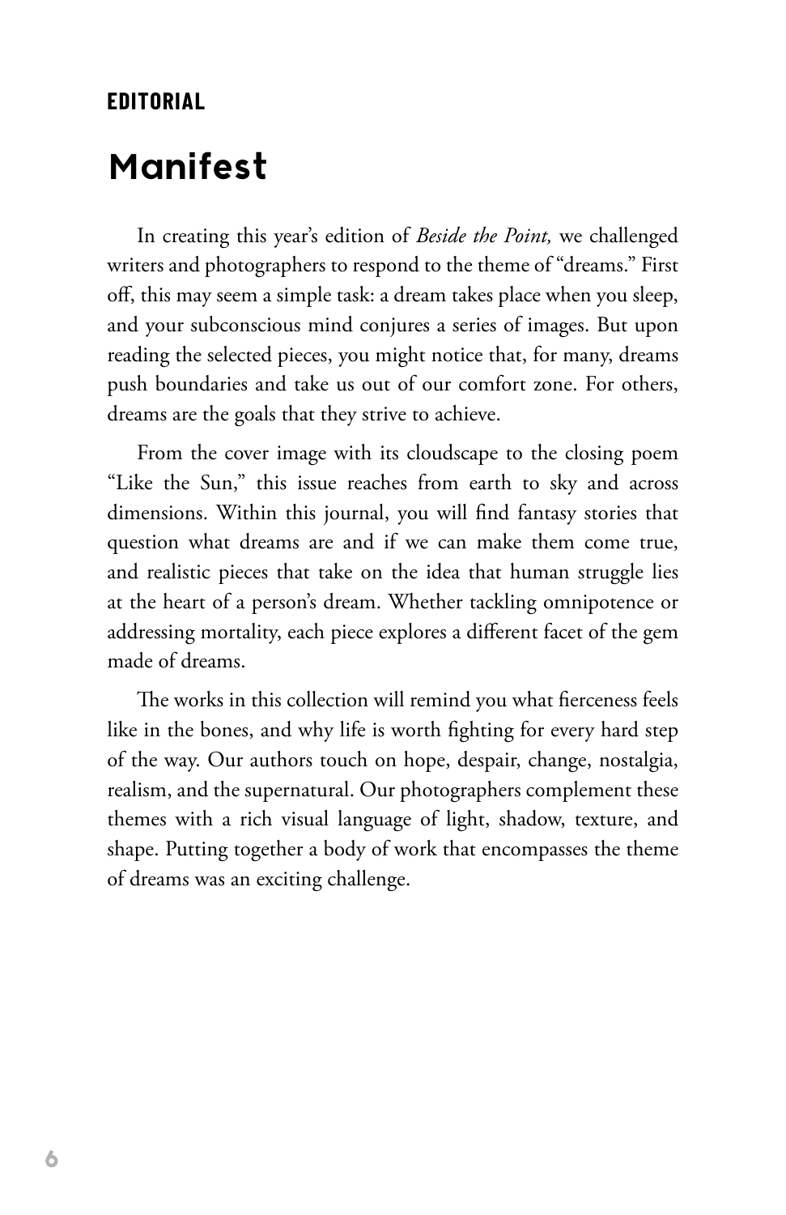**EDITORIAL**

# Manifest

In creating this year's edition of *Beside the Point,* we challenged writers and photographers to respond to the theme of "dreams." First off, this may seem a simple task: a dream takes place when you sleep, and your subconscious mind conjures a series of images. But upon reading the selected pieces, you might notice that, for many, dreams push boundaries and take us out of our comfort zone. For others, dreams are the goals that they strive to achieve.

From the cover image with its cloudscape to the closing poem "Like the Sun," this issue reaches from earth to sky and across dimensions. Within this journal, you will find fantasy stories that question what dreams are and if we can make them come true, and realistic pieces that take on the idea that human struggle lies at the heart of a person's dream. Whether tackling omnipotence or addressing mortality, each piece explores a different facet of the gem made of dreams.

The works in this collection will remind you what fierceness feels like in the bones, and why life is worth fighting for every hard step of the way. Our authors touch on hope, despair, change, nostalgia, realism, and the supernatural. Our photographers complement these themes with a rich visual language of light, shadow, texture, and shape. Putting together a body of work that encompasses the theme of dreams was an exciting challenge.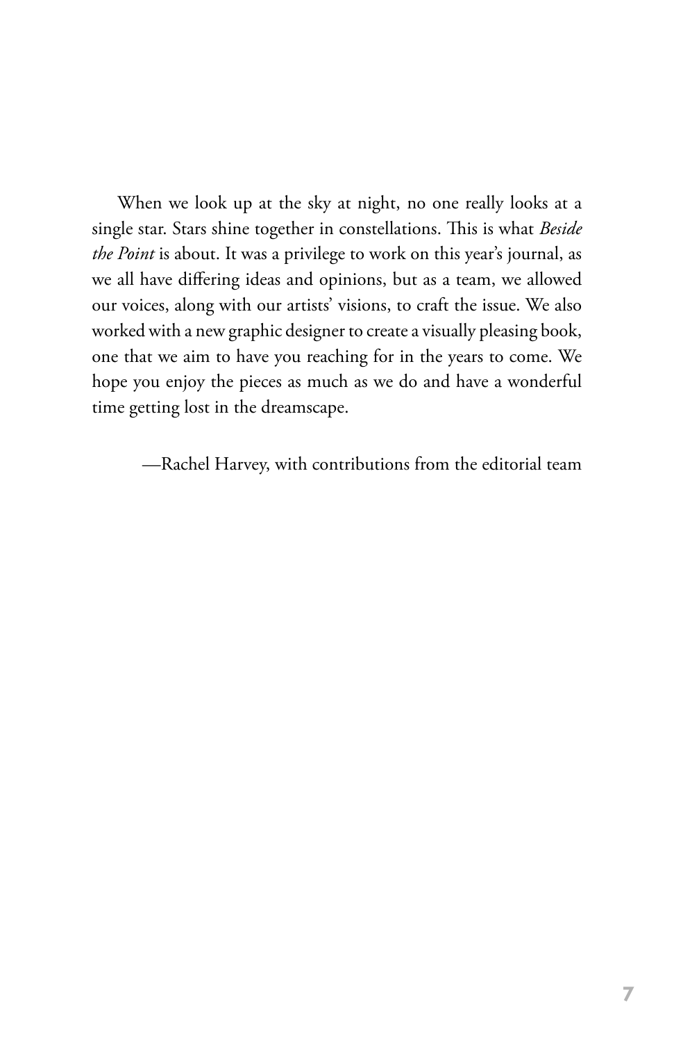When we look up at the sky at night, no one really looks at a single star. Stars shine together in constellations. This is what *Beside the Point* is about. It was a privilege to work on this year's journal, as we all have differing ideas and opinions, but as a team, we allowed our voices, along with our artists' visions, to craft the issue. We also worked with a new graphic designer to create a visually pleasing book, one that we aim to have you reaching for in the years to come. We hope you enjoy the pieces as much as we do and have a wonderful time getting lost in the dreamscape.

—Rachel Harvey, with contributions from the editorial team